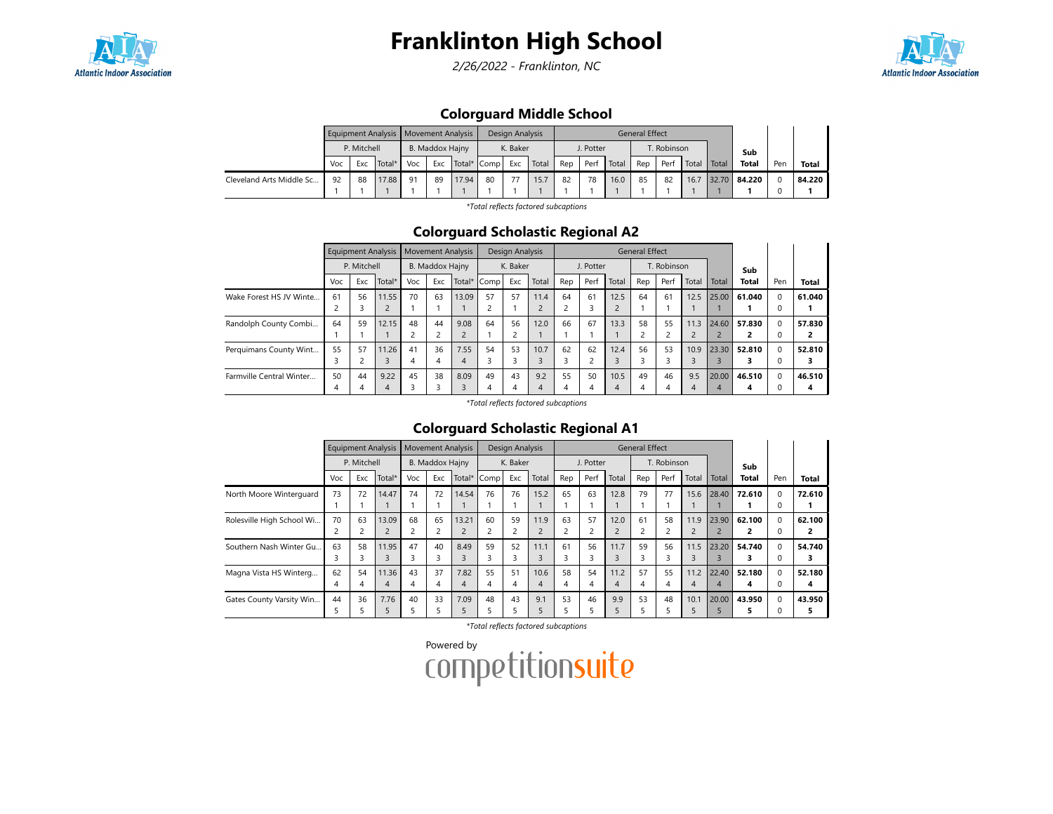# Franklinton High School

*2/26/2022 - Franklinton, NC*

## Colorguard Middle School

| | Equipment Analysis | | | Movement Analysis | | | Design Analysis | | | General Effect | | | | | | | Sub Total | Pen | Total |
|---|---|---|---|---|---|---|---|---|---|---|---|---|---|---|---|---|---|---|---|
| | P. Mitchell | | | B. Maddox Hajny | | | K. Baker | | | J. Potter | | | T. Robinson | | | | | | |
| | Voc | Exc | Total* | Voc | Exc | Total* | Comp | Exc | Total | Rep | Perf | Total | Rep | Perf | Total | Total | | | |
| Cleveland Arts Middle Sc... | 92<br>1 | 88<br>1 | 17.88<br>1 | 91<br>1 | 89<br>1 | 17.94<br>1 | 80<br>1 | 77<br>1 | 15.7<br>1 | 82<br>1 | 78<br>1 | 16.0<br>1 | 85<br>1 | 82<br>1 | 16.7<br>1 | 32.70<br>1 | **84.220**<br>**1** | 0<br>0 | **84.220**<br>**1** |

*Total reflects factored subcaptions

## Colorguard Scholastic Regional A2

| | Equipment Analysis | | | Movement Analysis | | | Design Analysis | | | General Effect | | | | | | | Sub Total | Pen | Total |
|---|---|---|---|---|---|---|---|---|---|---|---|---|---|---|---|---|---|---|---|
| | P. Mitchell | | | B. Maddox Hajny | | | K. Baker | | | J. Potter | | | T. Robinson | | | | | | |
| | Voc | Exc | Total* | Voc | Exc | Total* | Comp | Exc | Total | Rep | Perf | Total | Rep | Perf | Total | Total | | | |
| Wake Forest HS JV Winte... | 61<br>2 | 56<br>3 | 11.55<br>2 | 70<br>1 | 63<br>1 | 13.09<br>1 | 57<br>2 | 57<br>1 | 11.4<br>2 | 64<br>2 | 61<br>3 | 12.5<br>2 | 64<br>1 | 61<br>1 | 12.5<br>1 | 25.00<br>1 | **61.040**<br>**1** | 0<br>0 | **61.040**<br>**1** |
| Randolph County Combi... | 64<br>1 | 59<br>1 | 12.15<br>1 | 48<br>2 | 44<br>2 | 9.08<br>2 | 64<br>1 | 56<br>2 | 12.0<br>1 | 66<br>1 | 67<br>1 | 13.3<br>1 | 58<br>2 | 55<br>2 | 11.3<br>2 | 24.60<br>2 | **57.830**<br>**2** | 0<br>0 | **57.830**<br>**2** |
| Perquimans County Wint... | 55<br>3 | 57<br>2 | 11.26<br>3 | 41<br>4 | 36<br>4 | 7.55<br>4 | 54<br>3 | 53<br>3 | 10.7<br>3 | 62<br>3 | 62<br>2 | 12.4<br>3 | 56<br>3 | 53<br>3 | 10.9<br>3 | 23.30<br>3 | **52.810**<br>**3** | 0<br>0 | **52.810**<br>**3** |
| Farmville Central Winter... | 50<br>4 | 44<br>4 | 9.22<br>4 | 45<br>3 | 38<br>3 | 8.09<br>3 | 49<br>4 | 43<br>4 | 9.2<br>4 | 55<br>4 | 50<br>4 | 10.5<br>4 | 49<br>4 | 46<br>4 | 9.5<br>4 | 20.00<br>4 | **46.510**<br>**4** | 0<br>0 | **46.510**<br>**4** |

*Total reflects factored subcaptions

## Colorguard Scholastic Regional A1

| | Equipment Analysis | | | Movement Analysis | | | Design Analysis | | | General Effect | | | | | | | Sub Total | Pen | Total |
|---|---|---|---|---|---|---|---|---|---|---|---|---|---|---|---|---|---|---|---|
| | P. Mitchell | | | B. Maddox Hajny | | | K. Baker | | | J. Potter | | | T. Robinson | | | | | | |
| | Voc | Exc | Total* | Voc | Exc | Total* | Comp | Exc | Total | Rep | Perf | Total | Rep | Perf | Total | Total | | | |
| North Moore Winterguard | 73<br>1 | 72<br>1 | 14.47<br>1 | 74<br>1 | 72<br>1 | 14.54<br>1 | 76<br>1 | 76<br>1 | 15.2<br>1 | 65<br>1 | 63<br>1 | 12.8<br>1 | 79<br>1 | 77<br>1 | 15.6<br>1 | 28.40<br>1 | **72.610**<br>**1** | 0<br>0 | **72.610**<br>**1** |
| Rolesville High School Wi... | 70<br>2 | 63<br>2 | 13.09<br>2 | 68<br>2 | 65<br>2 | 13.21<br>2 | 60<br>2 | 59<br>2 | 11.9<br>2 | 63<br>2 | 57<br>2 | 12.0<br>2 | 61<br>2 | 58<br>2 | 11.9<br>2 | 23.90<br>2 | **62.100**<br>**2** | 0<br>0 | **62.100**<br>**2** |
| Southern Nash Winter Gu... | 63<br>3 | 58<br>3 | 11.95<br>3 | 47<br>3 | 40<br>3 | 8.49<br>3 | 59<br>3 | 52<br>3 | 11.1<br>3 | 61<br>3 | 56<br>3 | 11.7<br>3 | 59<br>3 | 56<br>3 | 11.5<br>3 | 23.20<br>3 | **54.740**<br>**3** | 0<br>0 | **54.740**<br>**3** |
| Magna Vista HS Winterg... | 62<br>4 | 54<br>4 | 11.36<br>4 | 43<br>4 | 37<br>4 | 7.82<br>4 | 55<br>4 | 51<br>4 | 10.6<br>4 | 58<br>4 | 54<br>4 | 11.2<br>4 | 57<br>4 | 55<br>4 | 11.2<br>4 | 22.40<br>4 | **52.180**<br>**4** | 0<br>0 | **52.180**<br>**4** |
| Gates County Varsity Win... | 44<br>5 | 36<br>5 | 7.76<br>5 | 40<br>5 | 33<br>5 | 7.09<br>5 | 48<br>5 | 43<br>5 | 9.1<br>5 | 53<br>5 | 46<br>5 | 9.9<br>5 | 53<br>5 | 48<br>5 | 10.1<br>5 | 20.00<br>5 | **43.950**<br>**5** | 0<br>0 | **43.950**<br>**5** |

*Total reflects factored subcaptions

Powered by competitionsuite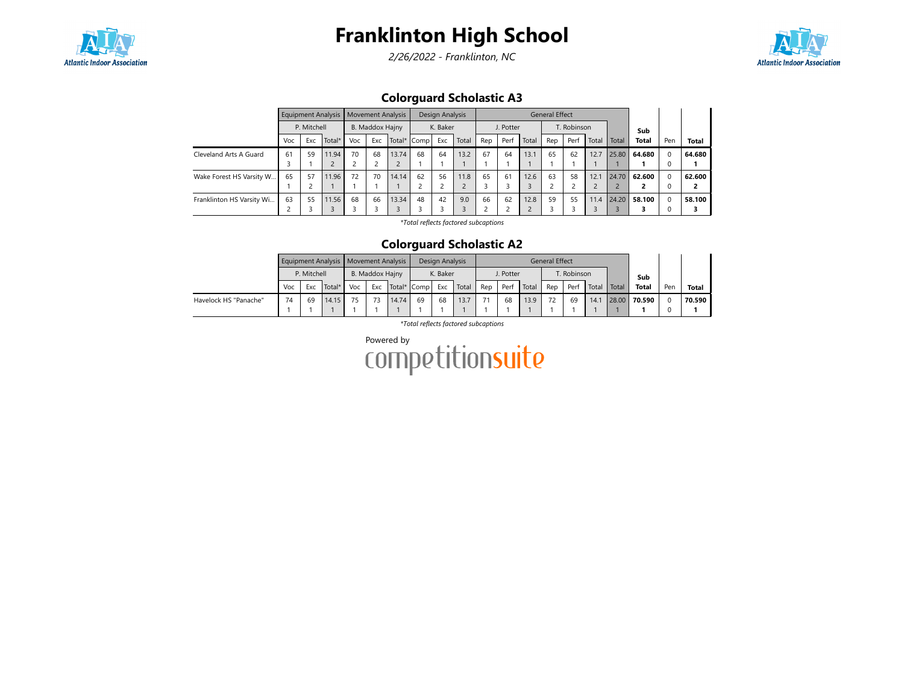# Franklinton High School

*2/26/2022 - Franklinton, NC*

## Colorguard Scholastic A3

| | Equipment Analysis | | | Movement Analysis | | | Design Analysis | | | General Effect | | | | | | | Sub | | |
|---|---|---|---|---|---|---|---|---|---|---|---|---|---|---|---|---|---|---|---|
| | P. Mitchell | | | B. Maddox Hajny | | | K. Baker | | | J. Potter | | | T. Robinson | | | | Sub | | |
| | Voc | Exc | Total* | Voc | Exc | Total* | Comp | Exc | Total | Rep | Perf | Total | Rep | Perf | Total | Total | Total | Pen | Total |
| Cleveland Arts A Guard | 61<br>3 | 59<br>1 | 11.94<br>2 | 70<br>2 | 68<br>2 | 13.74<br>2 | 68<br>1 | 64<br>1 | 13.2<br>1 | 67<br>1 | 64<br>1 | 13.1<br>1 | 65<br>1 | 62<br>1 | 12.7<br>1 | 25.80<br>1 | **64.680**<br>**1** | 0<br>0 | **64.680**<br>**1** |
| Wake Forest HS Varsity W... | 65<br>1 | 57<br>2 | 11.96<br>1 | 72<br>1 | 70<br>1 | 14.14<br>1 | 62<br>2 | 56<br>2 | 11.8<br>2 | 65<br>3 | 61<br>3 | 12.6<br>3 | 63<br>2 | 58<br>2 | 12.1<br>2 | 24.70<br>2 | **62.600**<br>**2** | 0<br>0 | **62.600**<br>**2** |
| Franklinton HS Varsity Wi... | 63<br>2 | 55<br>3 | 11.56<br>3 | 68<br>3 | 66<br>3 | 13.34<br>3 | 48<br>3 | 42<br>3 | 9.0<br>3 | 66<br>2 | 62<br>2 | 12.8<br>2 | 59<br>3 | 55<br>3 | 11.4<br>3 | 24.20<br>3 | **58.100**<br>**3** | 0<br>0 | **58.100**<br>**3** |

*\*Total reflects factored subcaptions*

## Colorguard Scholastic A2

| | Equipment Analysis | | | Movement Analysis | | | Design Analysis | | | General Effect | | | | | | | Sub | | |
|---|---|---|---|---|---|---|---|---|---|---|---|---|---|---|---|---|---|---|---|
| | P. Mitchell | | | B. Maddox Hajny | | | K. Baker | | | J. Potter | | | T. Robinson | | | | Sub | | |
| | Voc | Exc | Total* | Voc | Exc | Total* | Comp | Exc | Total | Rep | Perf | Total | Rep | Perf | Total | Total | Total | Pen | Total |
| Havelock HS "Panache" | 74<br>1 | 69<br>1 | 14.15<br>1 | 75<br>1 | 73<br>1 | 14.74<br>1 | 69<br>1 | 68<br>1 | 13.7<br>1 | 71<br>1 | 68<br>1 | 13.9<br>1 | 72<br>1 | 69<br>1 | 14.1<br>1 | 28.00<br>1 | **70.590**<br>**1** | 0<br>0 | **70.590**<br>**1** |

*\*Total reflects factored subcaptions*

Powered by competitionsuite